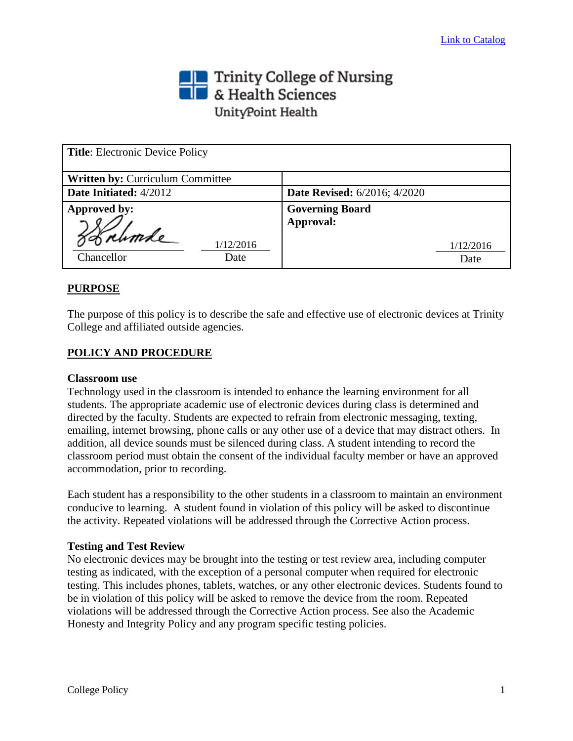Link to Catalog

Trinity College of Nursing & Health Sciences
UnityPoint Health

| **Title**: Electronic Device Policy | |
|---|---|
| **Written by:** Curriculum Committee | |
| **Date Initiated:** 4/2012 | **Date Revised:** 6/2016; 4/2020 |
| **Approved by:** [signature] Chancellor — 1/12/2016 Date | **Governing Board Approval:** 1/12/2016 Date |

## PURPOSE

The purpose of this policy is to describe the safe and effective use of electronic devices at Trinity College and affiliated outside agencies.

## POLICY AND PROCEDURE

### Classroom use

Technology used in the classroom is intended to enhance the learning environment for all students. The appropriate academic use of electronic devices during class is determined and directed by the faculty. Students are expected to refrain from electronic messaging, texting, emailing, internet browsing, phone calls or any other use of a device that may distract others. In addition, all device sounds must be silenced during class. A student intending to record the classroom period must obtain the consent of the individual faculty member or have an approved accommodation, prior to recording.

Each student has a responsibility to the other students in a classroom to maintain an environment conducive to learning. A student found in violation of this policy will be asked to discontinue the activity. Repeated violations will be addressed through the Corrective Action process.

### Testing and Test Review

No electronic devices may be brought into the testing or test review area, including computer testing as indicated, with the exception of a personal computer when required for electronic testing. This includes phones, tablets, watches, or any other electronic devices. Students found to be in violation of this policy will be asked to remove the device from the room. Repeated violations will be addressed through the Corrective Action process. See also the Academic Honesty and Integrity Policy and any program specific testing policies.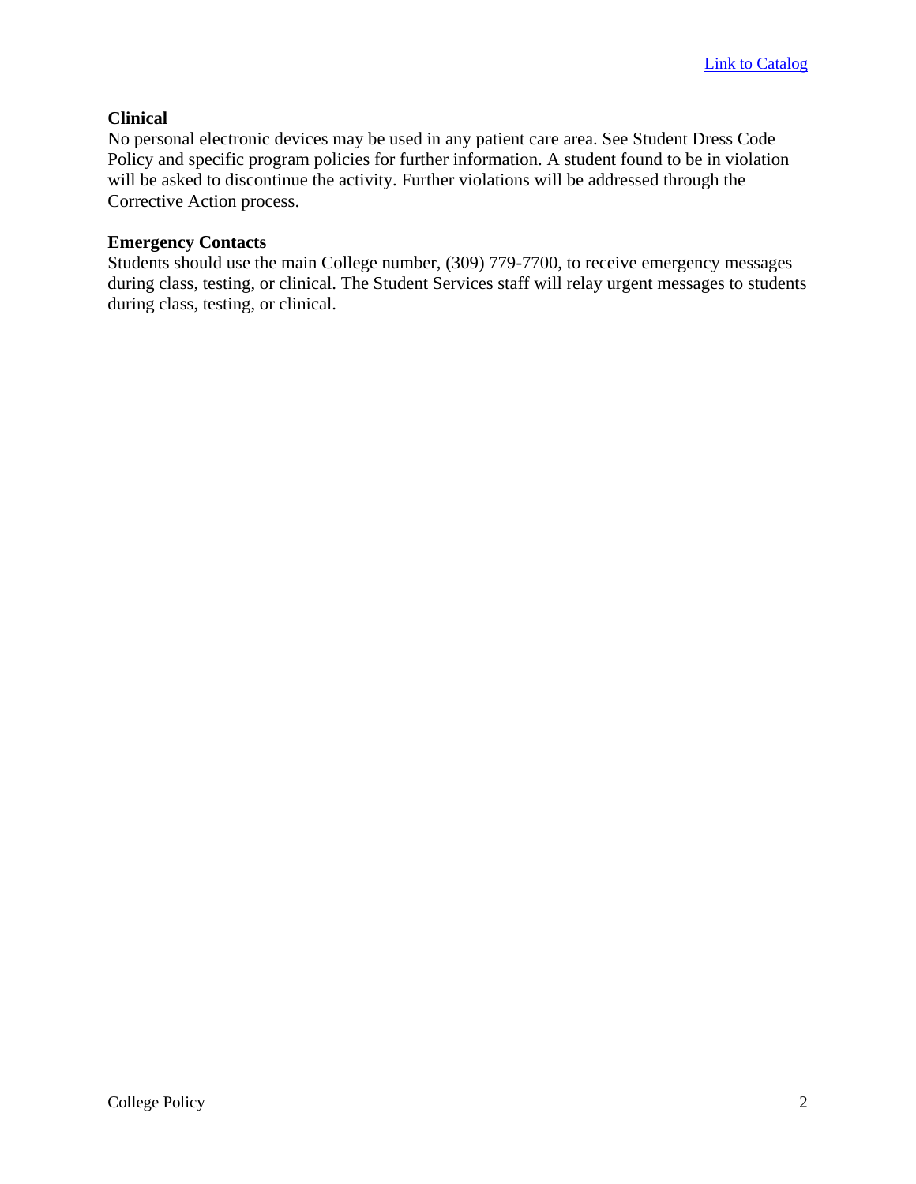[Link to Catalog]

**Clinical**

No personal electronic devices may be used in any patient care area. See Student Dress Code Policy and specific program policies for further information. A student found to be in violation will be asked to discontinue the activity. Further violations will be addressed through the Corrective Action process.

**Emergency Contacts**

Students should use the main College number, (309) 779-7700, to receive emergency messages during class, testing, or clinical. The Student Services staff will relay urgent messages to students during class, testing, or clinical.